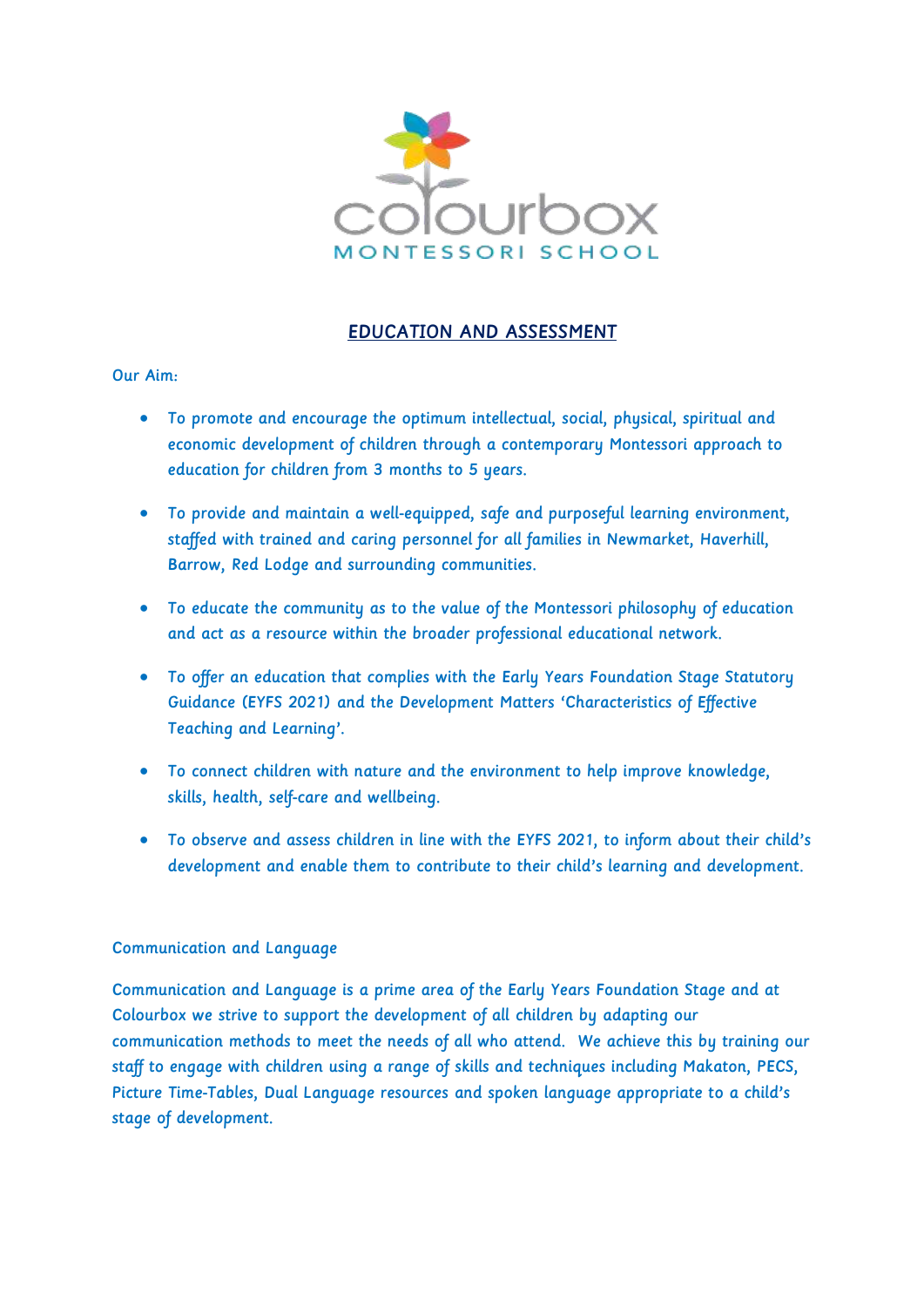# EDUCATION AND ASSESSMENT

Our Aim:

- To promote and encourage the optimum intellectual, social, physical, spiritual and economic development of children through a contemporary Montessori approach to education for children from 3 months to 5 years.
- To provide and maintain a well-equipped, safe and purposeful learning environment, staffed with trained and caring personnel for all families in Newmarket, Haverhill, Barrow, Red Lodge and surrounding communities.
- To educate the community as to the value of the Montessori philosophy of education and act as a resource within the broader professional educational network.
- To offer an education that complies with the Early Years Foundation Stage Statutory Guidance (EYFS 2021) and the Development Matters 'Characteristics of Effective Teaching and Learning'.
- To connect children with nature and the environment to help improve knowledge, skills, health, self-care and wellbeing.
- To observe and assess children in line with the EYFS 2021, to inform about their child's development and enable them to contribute to their child's learning and development.

## Communication and Language

Communication and Language is a prime area of the Early Years Foundation Stage and at Colourbox we strive to support the development of all children by adapting our communication methods to meet the needs of all who attend. We achieve this by training our staff to engage with children using a range of skills and techniques including Makaton, PECS, Picture Time-Tables, Dual Language resources and spoken language appropriate to a child's stage of development.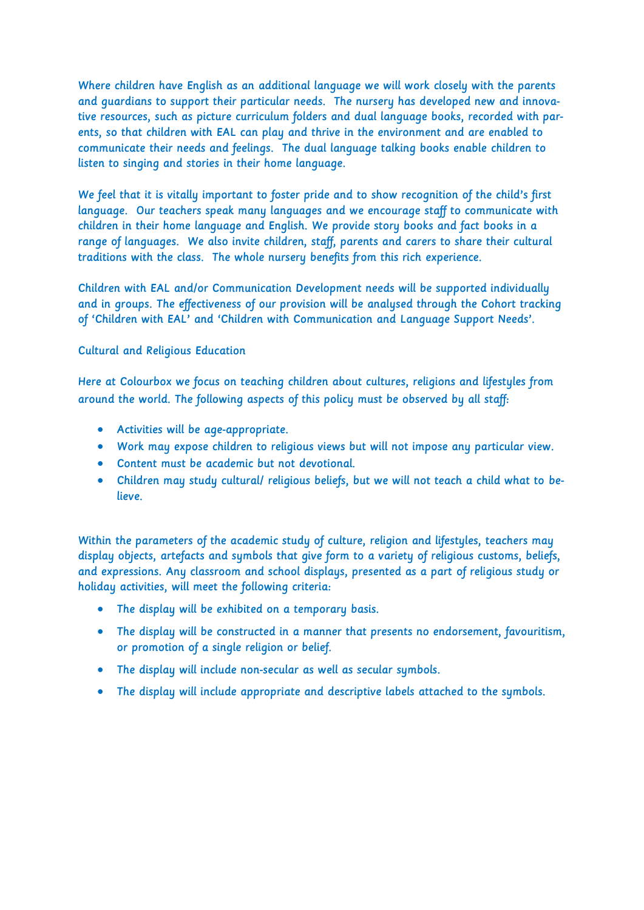Where children have English as an additional language we will work closely with the parents and guardians to support their particular needs. The nursery has developed new and innovative resources, such as picture curriculum folders and dual language books, recorded with parents, so that children with EAL can play and thrive in the environment and are enabled to communicate their needs and feelings. The dual language talking books enable children to listen to singing and stories in their home language.

We feel that it is vitally important to foster pride and to show recognition of the child's first language. Our teachers speak many languages and we encourage staff to communicate with children in their home language and English. We provide story books and fact books in a range of languages. We also invite children, staff, parents and carers to share their cultural traditions with the class. The whole nursery benefits from this rich experience.

Children with EAL and/or Communication Development needs will be supported individually and in groups. The effectiveness of our provision will be analysed through the Cohort tracking of 'Children with EAL' and 'Children with Communication and Language Support Needs'.

## Cultural and Religious Education

Here at Colourbox we focus on teaching children about cultures, religions and lifestyles from around the world. The following aspects of this policy must be observed by all staff:

- Activities will be age-appropriate.
- Work may expose children to religious views but will not impose any particular view.
- Content must be academic but not devotional.
- Children may study cultural/ religious beliefs, but we will not teach a child what to believe.

Within the parameters of the academic study of culture, religion and lifestyles, teachers may display objects, artefacts and symbols that give form to a variety of religious customs, beliefs, and expressions. Any classroom and school displays, presented as a part of religious study or holiday activities, will meet the following criteria:

- The display will be exhibited on a temporary basis.
- The display will be constructed in a manner that presents no endorsement, favouritism, or promotion of a single religion or belief.
- The display will include non-secular as well as secular symbols.
- The display will include appropriate and descriptive labels attached to the symbols.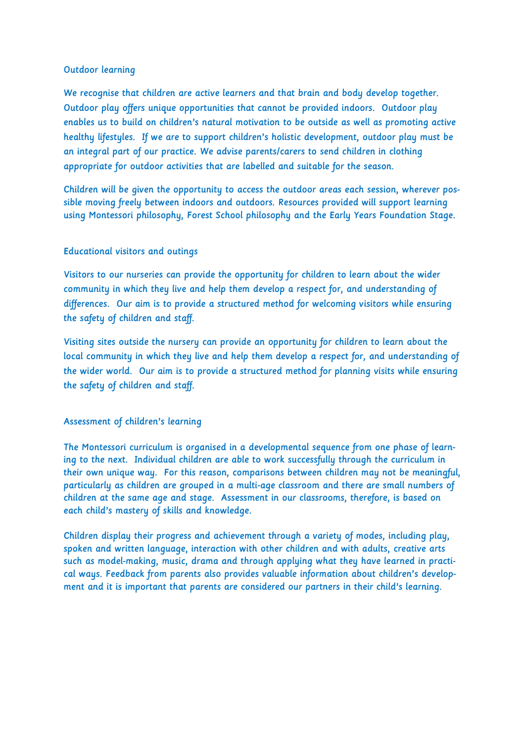## Outdoor learning

We recognise that children are active learners and that brain and body develop together. Outdoor play offers unique opportunities that cannot be provided indoors. Outdoor play enables us to build on children's natural motivation to be outside as well as promoting active healthy lifestyles. If we are to support children's holistic development, outdoor play must be an integral part of our practice. We advise parents/carers to send children in clothing appropriate for outdoor activities that are labelled and suitable for the season.

Children will be given the opportunity to access the outdoor areas each session, wherever possible moving freely between indoors and outdoors. Resources provided will support learning using Montessori philosophy, Forest School philosophy and the Early Years Foundation Stage.

## Educational visitors and outings

Visitors to our nurseries can provide the opportunity for children to learn about the wider community in which they live and help them develop a respect for, and understanding of differences. Our aim is to provide a structured method for welcoming visitors while ensuring the safety of children and staff.

Visiting sites outside the nursery can provide an opportunity for children to learn about the local community in which they live and help them develop a respect for, and understanding of the wider world. Our aim is to provide a structured method for planning visits while ensuring the safety of children and staff.

## Assessment of children's learning

The Montessori curriculum is organised in a developmental sequence from one phase of learning to the next. Individual children are able to work successfully through the curriculum in their own unique way. For this reason, comparisons between children may not be meaningful, particularly as children are grouped in a multi-age classroom and there are small numbers of children at the same age and stage. Assessment in our classrooms, therefore, is based on each child's mastery of skills and knowledge.

Children display their progress and achievement through a variety of modes, including play, spoken and written language, interaction with other children and with adults, creative arts such as model-making, music, drama and through applying what they have learned in practical ways. Feedback from parents also provides valuable information about children's development and it is important that parents are considered our partners in their child's learning.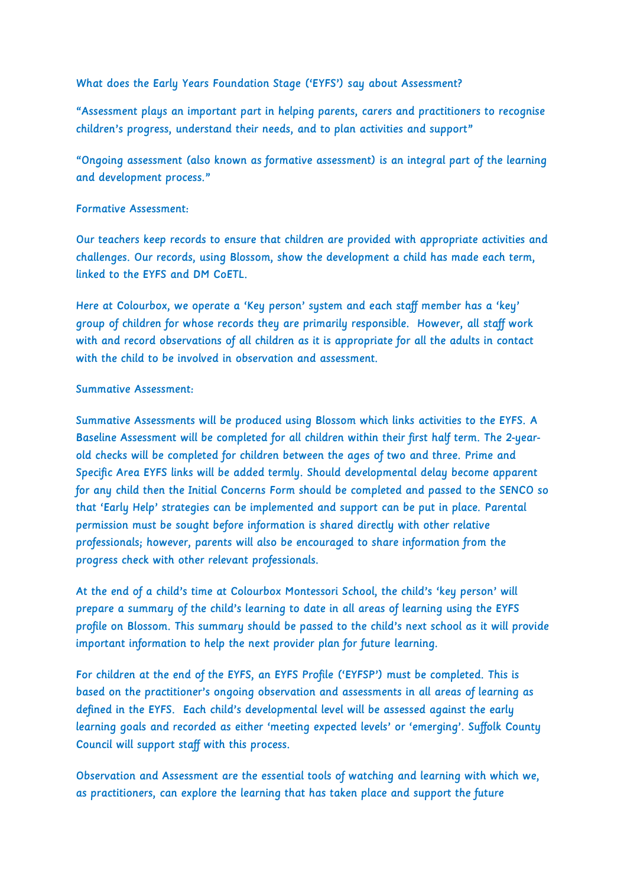What does the Early Years Foundation Stage ('EYFS') say about Assessment?

"Assessment plays an important part in helping parents, carers and practitioners to recognise children's progress, understand their needs, and to plan activities and support"

"Ongoing assessment (also known as formative assessment) is an integral part of the learning and development process."

Formative Assessment:

Our teachers keep records to ensure that children are provided with appropriate activities and challenges. Our records, using Blossom, show the development a child has made each term, linked to the EYFS and DM CoETL.

Here at Colourbox, we operate a 'Key person' system and each staff member has a 'key' group of children for whose records they are primarily responsible. However, all staff work with and record observations of all children as it is appropriate for all the adults in contact with the child to be involved in observation and assessment.

Summative Assessment:

Summative Assessments will be produced using Blossom which links activities to the EYFS. A Baseline Assessment will be completed for all children within their first half term. The 2-year-old checks will be completed for children between the ages of two and three. Prime and Specific Area EYFS links will be added termly. Should developmental delay become apparent for any child then the Initial Concerns Form should be completed and passed to the SENCO so that 'Early Help' strategies can be implemented and support can be put in place. Parental permission must be sought before information is shared directly with other relative professionals; however, parents will also be encouraged to share information from the progress check with other relevant professionals.

At the end of a child's time at Colourbox Montessori School, the child's 'key person' will prepare a summary of the child's learning to date in all areas of learning using the EYFS profile on Blossom. This summary should be passed to the child's next school as it will provide important information to help the next provider plan for future learning.

For children at the end of the EYFS, an EYFS Profile ('EYFSP') must be completed. This is based on the practitioner's ongoing observation and assessments in all areas of learning as defined in the EYFS. Each child's developmental level will be assessed against the early learning goals and recorded as either 'meeting expected levels' or 'emerging'. Suffolk County Council will support staff with this process.

Observation and Assessment are the essential tools of watching and learning with which we, as practitioners, can explore the learning that has taken place and support the future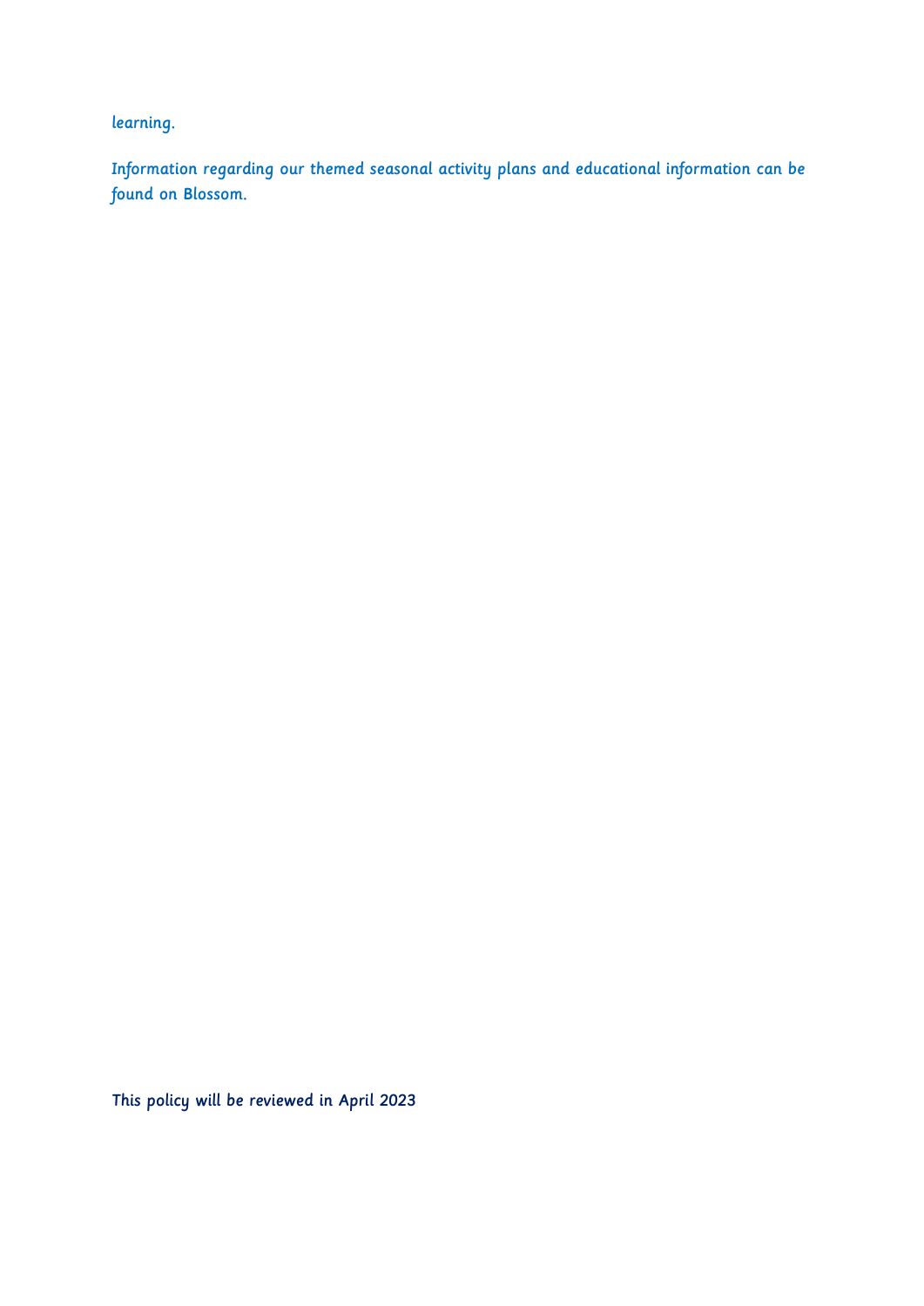learning.

Information regarding our themed seasonal activity plans and educational information can be found on Blossom.

This policy will be reviewed in April 2023